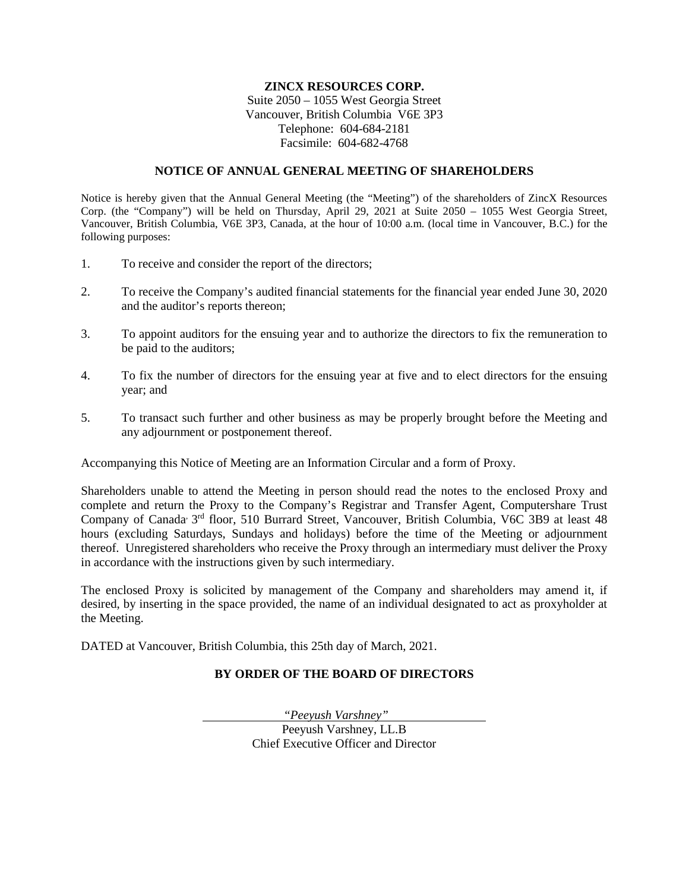**ZINCX RESOURCES CORP.**
Suite 2050 – 1055 West Georgia Street
Vancouver, British Columbia V6E 3P3
Telephone: 604-684-2181
Facsimile: 604-682-4768

## NOTICE OF ANNUAL GENERAL MEETING OF SHAREHOLDERS

Notice is hereby given that the Annual General Meeting (the "Meeting") of the shareholders of ZincX Resources Corp. (the "Company") will be held on Thursday, April 29, 2021 at Suite 2050 – 1055 West Georgia Street, Vancouver, British Columbia, V6E 3P3, Canada, at the hour of 10:00 a.m. (local time in Vancouver, B.C.) for the following purposes:

1. To receive and consider the report of the directors;
2. To receive the Company's audited financial statements for the financial year ended June 30, 2020 and the auditor's reports thereon;
3. To appoint auditors for the ensuing year and to authorize the directors to fix the remuneration to be paid to the auditors;
4. To fix the number of directors for the ensuing year at five and to elect directors for the ensuing year; and
5. To transact such further and other business as may be properly brought before the Meeting and any adjournment or postponement thereof.

Accompanying this Notice of Meeting are an Information Circular and a form of Proxy.

Shareholders unable to attend the Meeting in person should read the notes to the enclosed Proxy and complete and return the Proxy to the Company's Registrar and Transfer Agent, Computershare Trust Company of Canada, 3rd floor, 510 Burrard Street, Vancouver, British Columbia, V6C 3B9 at least 48 hours (excluding Saturdays, Sundays and holidays) before the time of the Meeting or adjournment thereof. Unregistered shareholders who receive the Proxy through an intermediary must deliver the Proxy in accordance with the instructions given by such intermediary.

The enclosed Proxy is solicited by management of the Company and shareholders may amend it, if desired, by inserting in the space provided, the name of an individual designated to act as proxyholder at the Meeting.

DATED at Vancouver, British Columbia, this 25th day of March, 2021.

**BY ORDER OF THE BOARD OF DIRECTORS**

*"Peeyush Varshney"*
Peeyush Varshney, LL.B
Chief Executive Officer and Director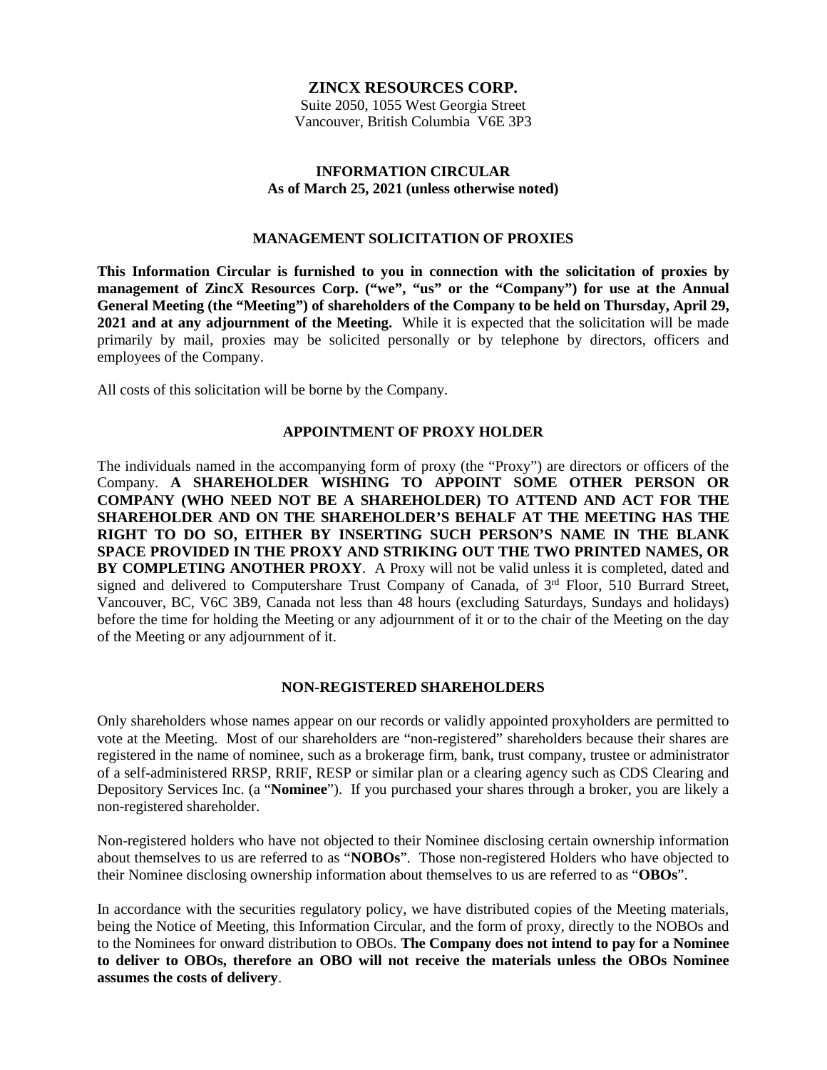**ZINCX RESOURCES CORP.**

Suite 2050, 1055 West Georgia Street
Vancouver, British Columbia V6E 3P3

**INFORMATION CIRCULAR**
**As of March 25, 2021 (unless otherwise noted)**

## MANAGEMENT SOLICITATION OF PROXIES

**This Information Circular is furnished to you in connection with the solicitation of proxies by management of ZincX Resources Corp. ("we", "us" or the "Company") for use at the Annual General Meeting (the "Meeting") of shareholders of the Company to be held on Thursday, April 29, 2021 and at any adjournment of the Meeting.** While it is expected that the solicitation will be made primarily by mail, proxies may be solicited personally or by telephone by directors, officers and employees of the Company.

All costs of this solicitation will be borne by the Company.

## APPOINTMENT OF PROXY HOLDER

The individuals named in the accompanying form of proxy (the "Proxy") are directors or officers of the Company. **A SHAREHOLDER WISHING TO APPOINT SOME OTHER PERSON OR COMPANY (WHO NEED NOT BE A SHAREHOLDER) TO ATTEND AND ACT FOR THE SHAREHOLDER AND ON THE SHAREHOLDER'S BEHALF AT THE MEETING HAS THE RIGHT TO DO SO, EITHER BY INSERTING SUCH PERSON'S NAME IN THE BLANK SPACE PROVIDED IN THE PROXY AND STRIKING OUT THE TWO PRINTED NAMES, OR BY COMPLETING ANOTHER PROXY**. A Proxy will not be valid unless it is completed, dated and signed and delivered to Computershare Trust Company of Canada, of 3rd Floor, 510 Burrard Street, Vancouver, BC, V6C 3B9, Canada not less than 48 hours (excluding Saturdays, Sundays and holidays) before the time for holding the Meeting or any adjournment of it or to the chair of the Meeting on the day of the Meeting or any adjournment of it.

## NON-REGISTERED SHAREHOLDERS

Only shareholders whose names appear on our records or validly appointed proxyholders are permitted to vote at the Meeting. Most of our shareholders are "non-registered" shareholders because their shares are registered in the name of nominee, such as a brokerage firm, bank, trust company, trustee or administrator of a self-administered RRSP, RRIF, RESP or similar plan or a clearing agency such as CDS Clearing and Depository Services Inc. (a "**Nominee**"). If you purchased your shares through a broker, you are likely a non-registered shareholder.

Non-registered holders who have not objected to their Nominee disclosing certain ownership information about themselves to us are referred to as "**NOBOs**". Those non-registered Holders who have objected to their Nominee disclosing ownership information about themselves to us are referred to as "**OBOs**".

In accordance with the securities regulatory policy, we have distributed copies of the Meeting materials, being the Notice of Meeting, this Information Circular, and the form of proxy, directly to the NOBOs and to the Nominees for onward distribution to OBOs. **The Company does not intend to pay for a Nominee to deliver to OBOs, therefore an OBO will not receive the materials unless the OBOs Nominee assumes the costs of delivery**.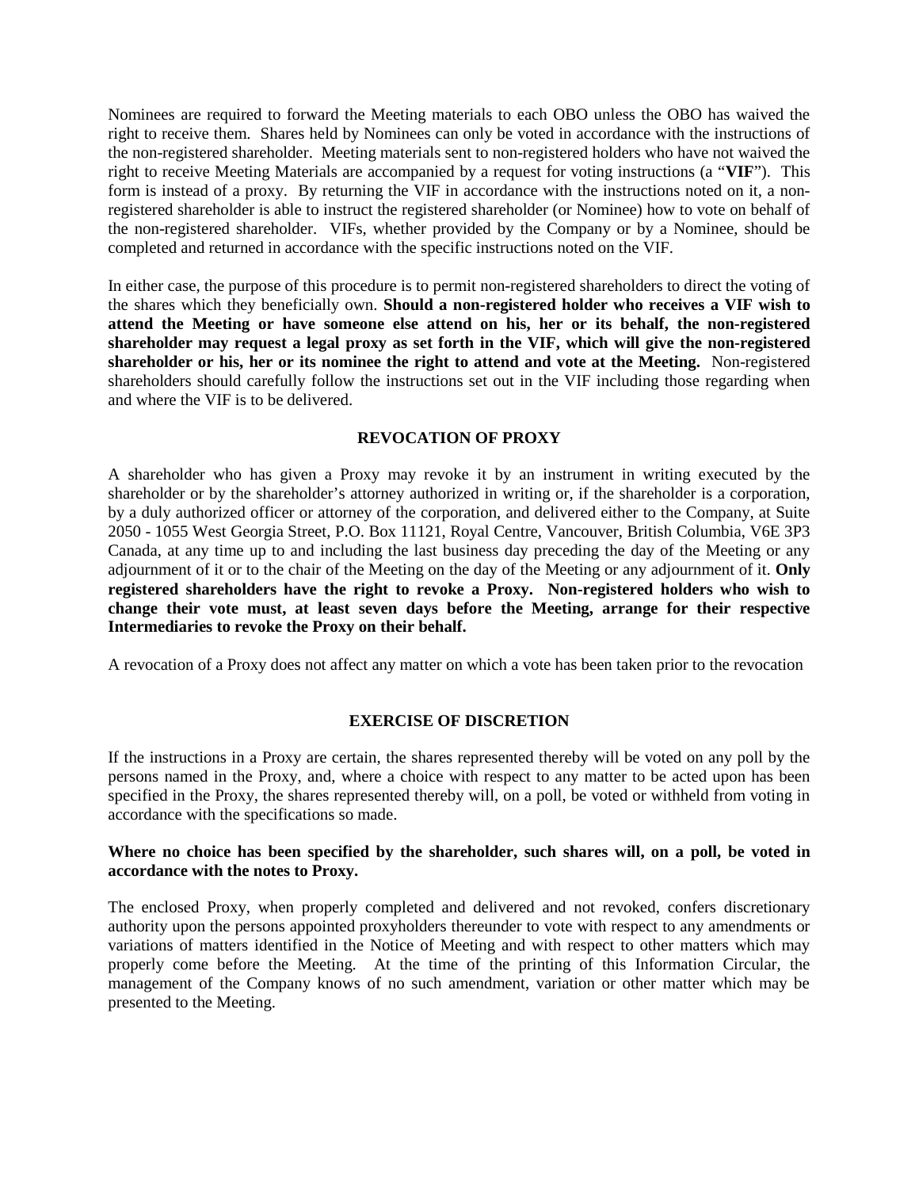Nominees are required to forward the Meeting materials to each OBO unless the OBO has waived the right to receive them. Shares held by Nominees can only be voted in accordance with the instructions of the non-registered shareholder. Meeting materials sent to non-registered holders who have not waived the right to receive Meeting Materials are accompanied by a request for voting instructions (a "**VIF**"). This form is instead of a proxy. By returning the VIF in accordance with the instructions noted on it, a non-registered shareholder is able to instruct the registered shareholder (or Nominee) how to vote on behalf of the non-registered shareholder. VIFs, whether provided by the Company or by a Nominee, should be completed and returned in accordance with the specific instructions noted on the VIF.

In either case, the purpose of this procedure is to permit non-registered shareholders to direct the voting of the shares which they beneficially own. **Should a non-registered holder who receives a VIF wish to attend the Meeting or have someone else attend on his, her or its behalf, the non-registered shareholder may request a legal proxy as set forth in the VIF, which will give the non-registered shareholder or his, her or its nominee the right to attend and vote at the Meeting.** Non-registered shareholders should carefully follow the instructions set out in the VIF including those regarding when and where the VIF is to be delivered.

## REVOCATION OF PROXY

A shareholder who has given a Proxy may revoke it by an instrument in writing executed by the shareholder or by the shareholder's attorney authorized in writing or, if the shareholder is a corporation, by a duly authorized officer or attorney of the corporation, and delivered either to the Company, at Suite 2050 - 1055 West Georgia Street, P.O. Box 11121, Royal Centre, Vancouver, British Columbia, V6E 3P3 Canada, at any time up to and including the last business day preceding the day of the Meeting or any adjournment of it or to the chair of the Meeting on the day of the Meeting or any adjournment of it. **Only registered shareholders have the right to revoke a Proxy. Non-registered holders who wish to change their vote must, at least seven days before the Meeting, arrange for their respective Intermediaries to revoke the Proxy on their behalf.**

A revocation of a Proxy does not affect any matter on which a vote has been taken prior to the revocation

## EXERCISE OF DISCRETION

If the instructions in a Proxy are certain, the shares represented thereby will be voted on any poll by the persons named in the Proxy, and, where a choice with respect to any matter to be acted upon has been specified in the Proxy, the shares represented thereby will, on a poll, be voted or withheld from voting in accordance with the specifications so made.

**Where no choice has been specified by the shareholder, such shares will, on a poll, be voted in accordance with the notes to Proxy.**

The enclosed Proxy, when properly completed and delivered and not revoked, confers discretionary authority upon the persons appointed proxyholders thereunder to vote with respect to any amendments or variations of matters identified in the Notice of Meeting and with respect to other matters which may properly come before the Meeting. At the time of the printing of this Information Circular, the management of the Company knows of no such amendment, variation or other matter which may be presented to the Meeting.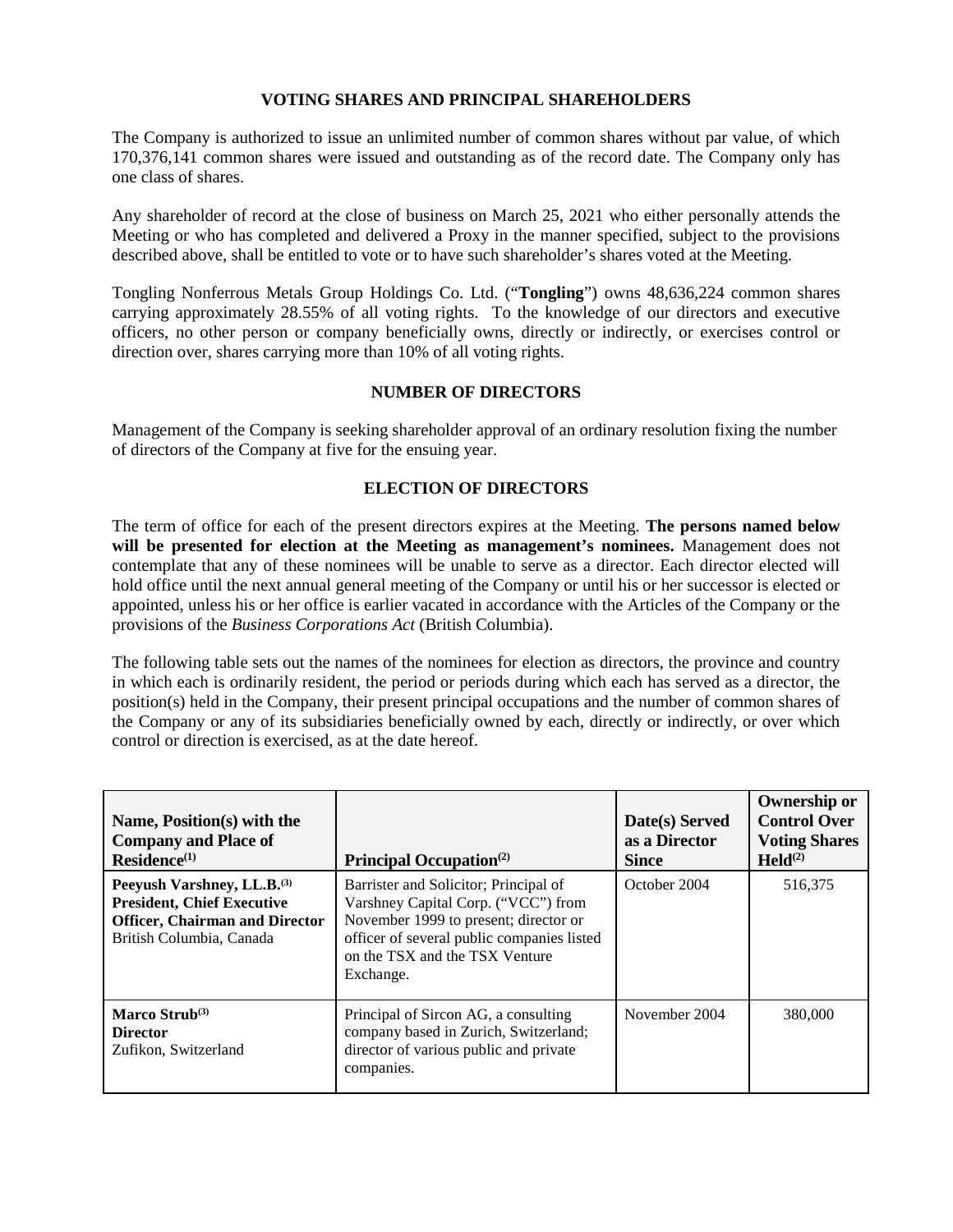## VOTING SHARES AND PRINCIPAL SHAREHOLDERS

The Company is authorized to issue an unlimited number of common shares without par value, of which 170,376,141 common shares were issued and outstanding as of the record date. The Company only has one class of shares.

Any shareholder of record at the close of business on March 25, 2021 who either personally attends the Meeting or who has completed and delivered a Proxy in the manner specified, subject to the provisions described above, shall be entitled to vote or to have such shareholder's shares voted at the Meeting.

Tongling Nonferrous Metals Group Holdings Co. Ltd. ("**Tongling**") owns 48,636,224 common shares carrying approximately 28.55% of all voting rights. To the knowledge of our directors and executive officers, no other person or company beneficially owns, directly or indirectly, or exercises control or direction over, shares carrying more than 10% of all voting rights.

## NUMBER OF DIRECTORS

Management of the Company is seeking shareholder approval of an ordinary resolution fixing the number of directors of the Company at five for the ensuing year.

## ELECTION OF DIRECTORS

The term of office for each of the present directors expires at the Meeting. **The persons named below will be presented for election at the Meeting as management's nominees.** Management does not contemplate that any of these nominees will be unable to serve as a director. Each director elected will hold office until the next annual general meeting of the Company or until his or her successor is elected or appointed, unless his or her office is earlier vacated in accordance with the Articles of the Company or the provisions of the *Business Corporations Act* (British Columbia).

The following table sets out the names of the nominees for election as directors, the province and country in which each is ordinarily resident, the period or periods during which each has served as a director, the position(s) held in the Company, their present principal occupations and the number of common shares of the Company or any of its subsidiaries beneficially owned by each, directly or indirectly, or over which control or direction is exercised, as at the date hereof.

| Name, Position(s) with the Company and Place of Residence[(1)] | Principal Occupation[(2)] | Date(s) Served as a Director Since | Ownership or Control Over Voting Shares Held[(2)] |
|---|---|---|---|
| **Peeyush Varshney, LL.B.[(3)]** **President, Chief Executive Officer, Chairman and Director** British Columbia, Canada | Barrister and Solicitor; Principal of Varshney Capital Corp. ("VCC") from November 1999 to present; director or officer of several public companies listed on the TSX and the TSX Venture Exchange. | October 2004 | 516,375 |
| **Marco Strub[(3)]** **Director** Zufikon, Switzerland | Principal of Sircon AG, a consulting company based in Zurich, Switzerland; director of various public and private companies. | November 2004 | 380,000 |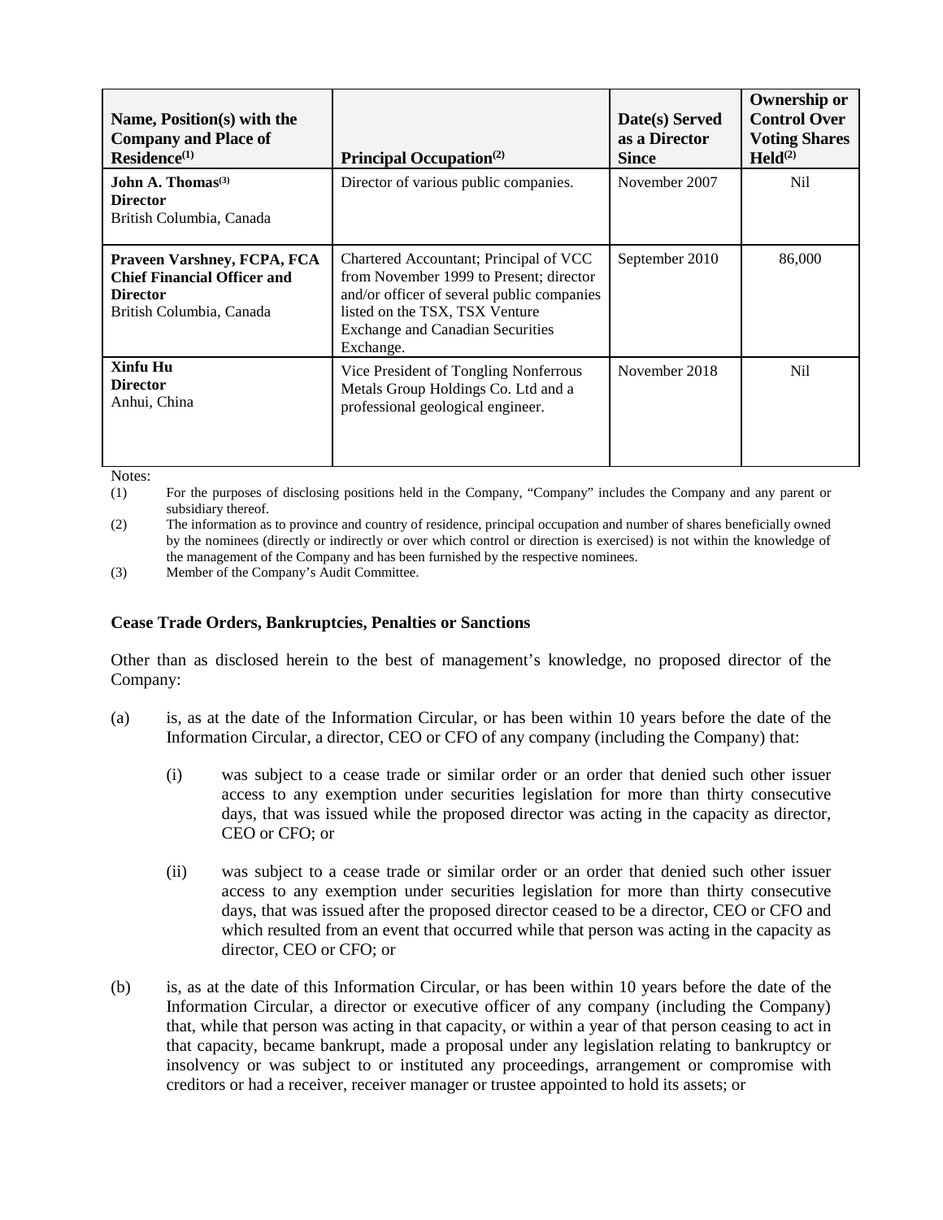| Name, Position(s) with the Company and Place of Residence[(1)] | Principal Occupation[(2)] | Date(s) Served as a Director Since | Ownership or Control Over Voting Shares Held[(2)] |
|---|---|---|---|
| **John A. Thomas[(3)]**<br>**Director**<br>British Columbia, Canada | Director of various public companies. | November 2007 | Nil |
| **Praveen Varshney, FCPA, FCA**<br>**Chief Financial Officer and Director**<br>British Columbia, Canada | Chartered Accountant; Principal of VCC from November 1999 to Present; director and/or officer of several public companies listed on the TSX, TSX Venture Exchange and Canadian Securities Exchange. | September 2010 | 86,000 |
| **Xinfu Hu**<br>**Director**<br>Anhui, China | Vice President of Tongling Nonferrous Metals Group Holdings Co. Ltd and a professional geological engineer. | November 2018 | Nil |

Notes:

(1) For the purposes of disclosing positions held in the Company, "Company" includes the Company and any parent or subsidiary thereof.

(2) The information as to province and country of residence, principal occupation and number of shares beneficially owned by the nominees (directly or indirectly or over which control or direction is exercised) is not within the knowledge of the management of the Company and has been furnished by the respective nominees.

(3) Member of the Company's Audit Committee.

**Cease Trade Orders, Bankruptcies, Penalties or Sanctions**

Other than as disclosed herein to the best of management's knowledge, no proposed director of the Company:

(a) is, as at the date of the Information Circular, or has been within 10 years before the date of the Information Circular, a director, CEO or CFO of any company (including the Company) that:

(i) was subject to a cease trade or similar order or an order that denied such other issuer access to any exemption under securities legislation for more than thirty consecutive days, that was issued while the proposed director was acting in the capacity as director, CEO or CFO; or

(ii) was subject to a cease trade or similar order or an order that denied such other issuer access to any exemption under securities legislation for more than thirty consecutive days, that was issued after the proposed director ceased to be a director, CEO or CFO and which resulted from an event that occurred while that person was acting in the capacity as director, CEO or CFO; or

(b) is, as at the date of this Information Circular, or has been within 10 years before the date of the Information Circular, a director or executive officer of any company (including the Company) that, while that person was acting in that capacity, or within a year of that person ceasing to act in that capacity, became bankrupt, made a proposal under any legislation relating to bankruptcy or insolvency or was subject to or instituted any proceedings, arrangement or compromise with creditors or had a receiver, receiver manager or trustee appointed to hold its assets; or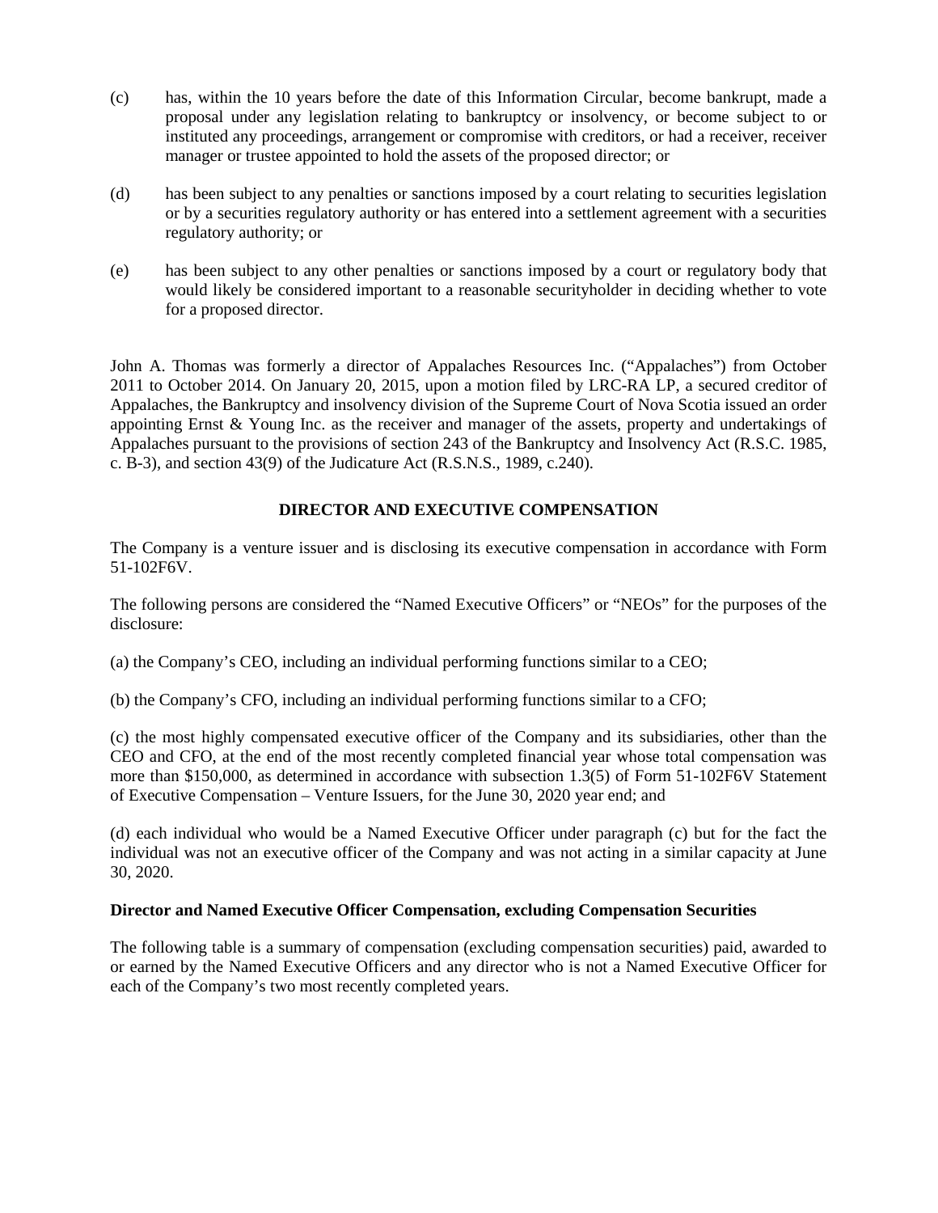(c) has, within the 10 years before the date of this Information Circular, become bankrupt, made a proposal under any legislation relating to bankruptcy or insolvency, or become subject to or instituted any proceedings, arrangement or compromise with creditors, or had a receiver, receiver manager or trustee appointed to hold the assets of the proposed director; or

(d) has been subject to any penalties or sanctions imposed by a court relating to securities legislation or by a securities regulatory authority or has entered into a settlement agreement with a securities regulatory authority; or

(e) has been subject to any other penalties or sanctions imposed by a court or regulatory body that would likely be considered important to a reasonable securityholder in deciding whether to vote for a proposed director.

John A. Thomas was formerly a director of Appalaches Resources Inc. ("Appalaches") from October 2011 to October 2014. On January 20, 2015, upon a motion filed by LRC-RA LP, a secured creditor of Appalaches, the Bankruptcy and insolvency division of the Supreme Court of Nova Scotia issued an order appointing Ernst & Young Inc. as the receiver and manager of the assets, property and undertakings of Appalaches pursuant to the provisions of section 243 of the Bankruptcy and Insolvency Act (R.S.C. 1985, c. B-3), and section 43(9) of the Judicature Act (R.S.N.S., 1989, c.240).

## DIRECTOR AND EXECUTIVE COMPENSATION

The Company is a venture issuer and is disclosing its executive compensation in accordance with Form 51-102F6V.

The following persons are considered the "Named Executive Officers" or "NEOs" for the purposes of the disclosure:

(a) the Company's CEO, including an individual performing functions similar to a CEO;

(b) the Company's CFO, including an individual performing functions similar to a CFO;

(c) the most highly compensated executive officer of the Company and its subsidiaries, other than the CEO and CFO, at the end of the most recently completed financial year whose total compensation was more than $150,000, as determined in accordance with subsection 1.3(5) of Form 51-102F6V Statement of Executive Compensation – Venture Issuers, for the June 30, 2020 year end; and

(d) each individual who would be a Named Executive Officer under paragraph (c) but for the fact the individual was not an executive officer of the Company and was not acting in a similar capacity at June 30, 2020.

### Director and Named Executive Officer Compensation, excluding Compensation Securities

The following table is a summary of compensation (excluding compensation securities) paid, awarded to or earned by the Named Executive Officers and any director who is not a Named Executive Officer for each of the Company's two most recently completed years.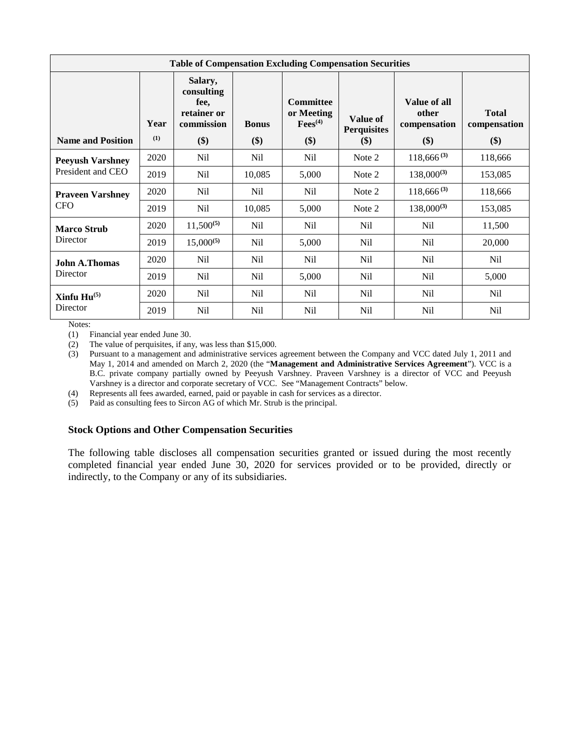| Table of Compensation Excluding Compensation Securities | | | | | | | |
|---|---|---|---|---|---|---|---|
| **Name and Position** | **Year** [(1)] | **Salary, consulting fee, retainer or commission ($)** | **Bonus ($)** | **Committee or Meeting Fees[(4)] ($)** | **Value of Perquisites ($)** | **Value of all other compensation ($)** | **Total compensation ($)** |
| **Peeyush Varshney** President and CEO | 2020 | Nil | Nil | Nil | Note 2 | 118,666 [(3)] | 118,666 |
| | 2019 | Nil | 10,085 | 5,000 | Note 2 | 138,000[(3)] | 153,085 |
| **Praveen Varshney** CFO | 2020 | Nil | Nil | Nil | Note 2 | 118,666 [(3)] | 118,666 |
| | 2019 | Nil | 10,085 | 5,000 | Note 2 | 138,000[(3)] | 153,085 |
| **Marco Strub** Director | 2020 | 11,500[(5)] | Nil | Nil | Nil | Nil | 11,500 |
| | 2019 | 15,000[(5)] | Nil | 5,000 | Nil | Nil | 20,000 |
| **John A.Thomas** Director | 2020 | Nil | Nil | Nil | Nil | Nil | Nil |
| | 2019 | Nil | Nil | 5,000 | Nil | Nil | 5,000 |
| **Xinfu Hu[(5)]** Director | 2020 | Nil | Nil | Nil | Nil | Nil | Nil |
| | 2019 | Nil | Nil | Nil | Nil | Nil | Nil |

Notes:

(1) Financial year ended June 30.

(2) The value of perquisites, if any, was less than $15,000.

(3) Pursuant to a management and administrative services agreement between the Company and VCC dated July 1, 2011 and May 1, 2014 and amended on March 2, 2020 (the "**Management and Administrative Services Agreement**"). VCC is a B.C. private company partially owned by Peeyush Varshney. Praveen Varshney is a director of VCC and Peeyush Varshney is a director and corporate secretary of VCC. See "Management Contracts" below.

(4) Represents all fees awarded, earned, paid or payable in cash for services as a director.

(5) Paid as consulting fees to Sircon AG of which Mr. Strub is the principal.

### Stock Options and Other Compensation Securities

The following table discloses all compensation securities granted or issued during the most recently completed financial year ended June 30, 2020 for services provided or to be provided, directly or indirectly, to the Company or any of its subsidiaries.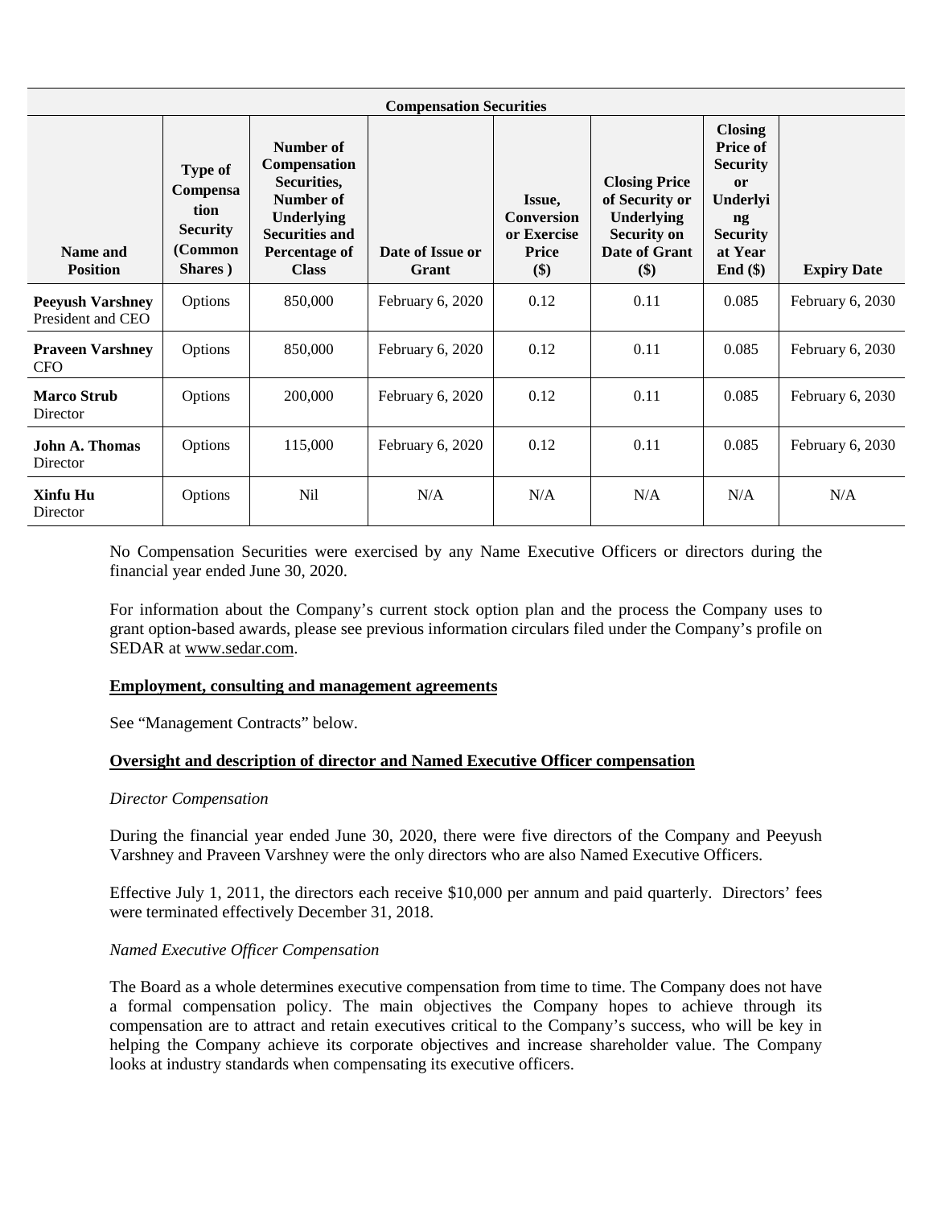| Compensation Securities | | | | | | | |
|---|---|---|---|---|---|---|---|
| **Name and Position** | **Type of Compensation Security (Common Shares )** | **Number of Compensation Securities, Number of Underlying Securities and Percentage of Class** | **Date of Issue or Grant** | **Issue, Conversion or Exercise Price ($)** | **Closing Price of Security or Underlying Security on Date of Grant ($)** | **Closing Price of Security or Underlying Security at Year End ($)** | **Expiry Date** |
| **Peeyush Varshney** President and CEO | Options | 850,000 | February 6, 2020 | 0.12 | 0.11 | 0.085 | February 6, 2030 |
| **Praveen Varshney** CFO | Options | 850,000 | February 6, 2020 | 0.12 | 0.11 | 0.085 | February 6, 2030 |
| **Marco Strub** Director | Options | 200,000 | February 6, 2020 | 0.12 | 0.11 | 0.085 | February 6, 2030 |
| **John A. Thomas** Director | Options | 115,000 | February 6, 2020 | 0.12 | 0.11 | 0.085 | February 6, 2030 |
| **Xinfu Hu** Director | Options | Nil | N/A | N/A | N/A | N/A | N/A |

No Compensation Securities were exercised by any Name Executive Officers or directors during the financial year ended June 30, 2020.

For information about the Company's current stock option plan and the process the Company uses to grant option-based awards, please see previous information circulars filed under the Company's profile on SEDAR at www.sedar.com.

**Employment, consulting and management agreements**

See "Management Contracts" below.

**Oversight and description of director and Named Executive Officer compensation**

*Director Compensation*

During the financial year ended June 30, 2020, there were five directors of the Company and Peeyush Varshney and Praveen Varshney were the only directors who are also Named Executive Officers.

Effective July 1, 2011, the directors each receive $10,000 per annum and paid quarterly. Directors' fees were terminated effectively December 31, 2018.

*Named Executive Officer Compensation*

The Board as a whole determines executive compensation from time to time. The Company does not have a formal compensation policy. The main objectives the Company hopes to achieve through its compensation are to attract and retain executives critical to the Company's success, who will be key in helping the Company achieve its corporate objectives and increase shareholder value. The Company looks at industry standards when compensating its executive officers.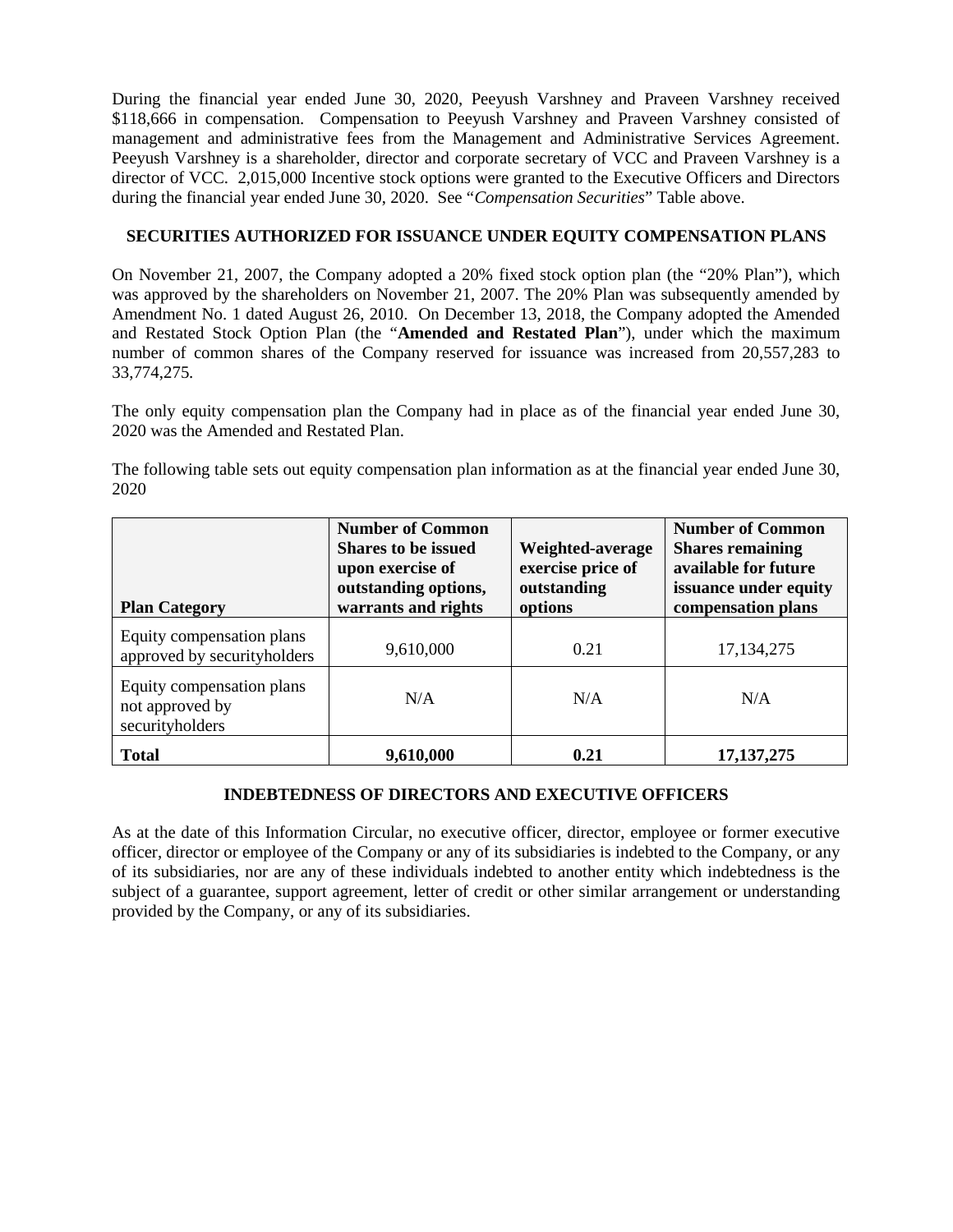During the financial year ended June 30, 2020, Peeyush Varshney and Praveen Varshney received \$118,666 in compensation. Compensation to Peeyush Varshney and Praveen Varshney consisted of management and administrative fees from the Management and Administrative Services Agreement. Peeyush Varshney is a shareholder, director and corporate secretary of VCC and Praveen Varshney is a director of VCC. 2,015,000 Incentive stock options were granted to the Executive Officers and Directors during the financial year ended June 30, 2020. See "*Compensation Securities*" Table above.

## SECURITIES AUTHORIZED FOR ISSUANCE UNDER EQUITY COMPENSATION PLANS

On November 21, 2007, the Company adopted a 20% fixed stock option plan (the "20% Plan"), which was approved by the shareholders on November 21, 2007. The 20% Plan was subsequently amended by Amendment No. 1 dated August 26, 2010. On December 13, 2018, the Company adopted the Amended and Restated Stock Option Plan (the "**Amended and Restated Plan**"), under which the maximum number of common shares of the Company reserved for issuance was increased from 20,557,283 to 33,774,275.

The only equity compensation plan the Company had in place as of the financial year ended June 30, 2020 was the Amended and Restated Plan.

The following table sets out equity compensation plan information as at the financial year ended June 30, 2020

| Plan Category | Number of Common Shares to be issued upon exercise of outstanding options, warrants and rights | Weighted-average exercise price of outstanding options | Number of Common Shares remaining available for future issuance under equity compensation plans |
|---|---|---|---|
| Equity compensation plans approved by securityholders | 9,610,000 | 0.21 | 17,134,275 |
| Equity compensation plans not approved by securityholders | N/A | N/A | N/A |
| **Total** | **9,610,000** | **0.21** | **17,137,275** |

## INDEBTEDNESS OF DIRECTORS AND EXECUTIVE OFFICERS

As at the date of this Information Circular, no executive officer, director, employee or former executive officer, director or employee of the Company or any of its subsidiaries is indebted to the Company, or any of its subsidiaries, nor are any of these individuals indebted to another entity which indebtedness is the subject of a guarantee, support agreement, letter of credit or other similar arrangement or understanding provided by the Company, or any of its subsidiaries.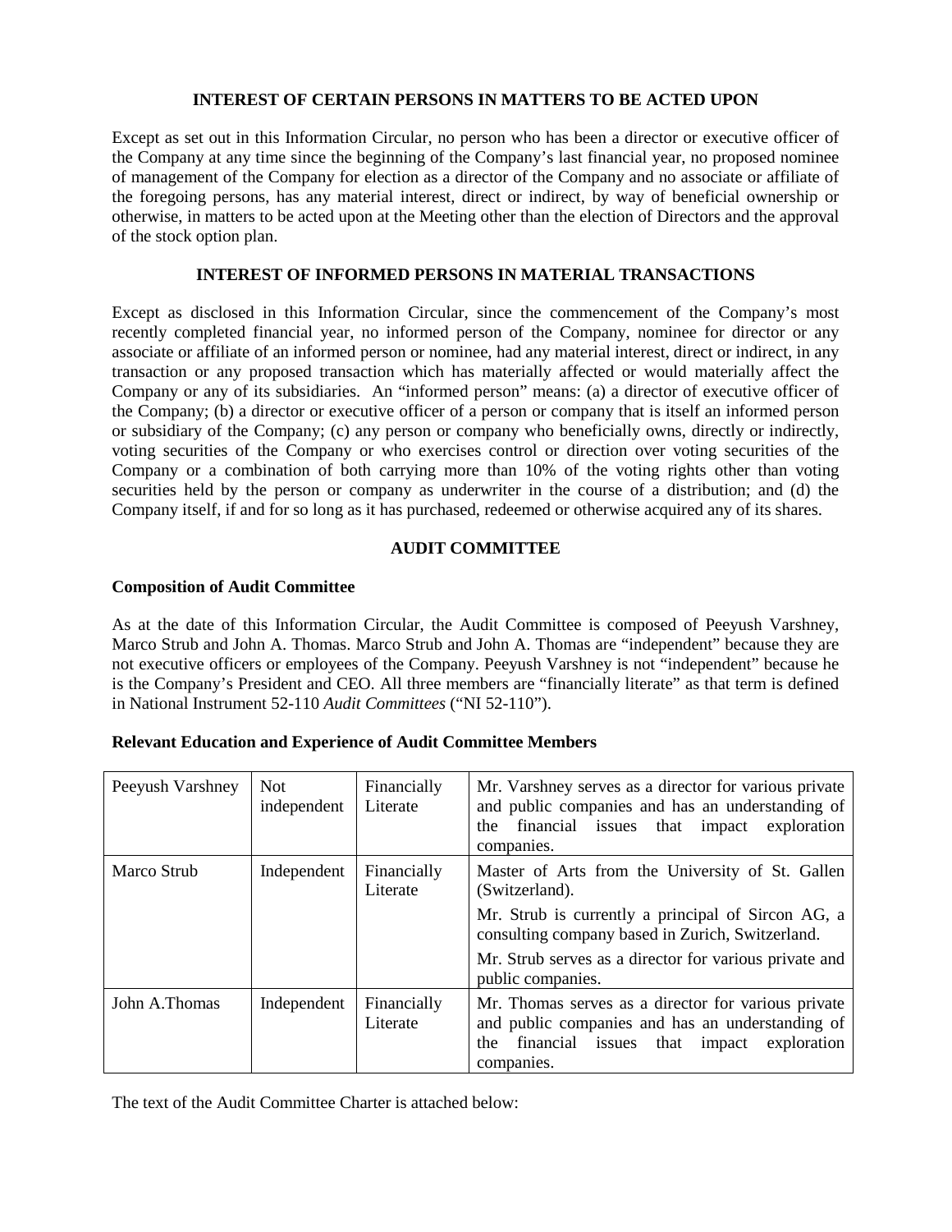## INTEREST OF CERTAIN PERSONS IN MATTERS TO BE ACTED UPON

Except as set out in this Information Circular, no person who has been a director or executive officer of the Company at any time since the beginning of the Company's last financial year, no proposed nominee of management of the Company for election as a director of the Company and no associate or affiliate of the foregoing persons, has any material interest, direct or indirect, by way of beneficial ownership or otherwise, in matters to be acted upon at the Meeting other than the election of Directors and the approval of the stock option plan.

## INTEREST OF INFORMED PERSONS IN MATERIAL TRANSACTIONS

Except as disclosed in this Information Circular, since the commencement of the Company's most recently completed financial year, no informed person of the Company, nominee for director or any associate or affiliate of an informed person or nominee, had any material interest, direct or indirect, in any transaction or any proposed transaction which has materially affected or would materially affect the Company or any of its subsidiaries. An "informed person" means: (a) a director of executive officer of the Company; (b) a director or executive officer of a person or company that is itself an informed person or subsidiary of the Company; (c) any person or company who beneficially owns, directly or indirectly, voting securities of the Company or who exercises control or direction over voting securities of the Company or a combination of both carrying more than 10% of the voting rights other than voting securities held by the person or company as underwriter in the course of a distribution; and (d) the Company itself, if and for so long as it has purchased, redeemed or otherwise acquired any of its shares.

## AUDIT COMMITTEE

### Composition of Audit Committee

As at the date of this Information Circular, the Audit Committee is composed of Peeyush Varshney, Marco Strub and John A. Thomas. Marco Strub and John A. Thomas are "independent" because they are not executive officers or employees of the Company. Peeyush Varshney is not "independent" because he is the Company's President and CEO. All three members are "financially literate" as that term is defined in National Instrument 52-110 *Audit Committees* ("NI 52-110").

### Relevant Education and Experience of Audit Committee Members

| | | | |
|---|---|---|---|
| Peeyush Varshney | Not independent | Financially Literate | Mr. Varshney serves as a director for various private and public companies and has an understanding of the financial issues that impact exploration companies. |
| Marco Strub | Independent | Financially Literate | Master of Arts from the University of St. Gallen (Switzerland).<br><br>Mr. Strub is currently a principal of Sircon AG, a consulting company based in Zurich, Switzerland.<br><br>Mr. Strub serves as a director for various private and public companies. |
| John A.Thomas | Independent | Financially Literate | Mr. Thomas serves as a director for various private and public companies and has an understanding of the financial issues that impact exploration companies. |

The text of the Audit Committee Charter is attached below: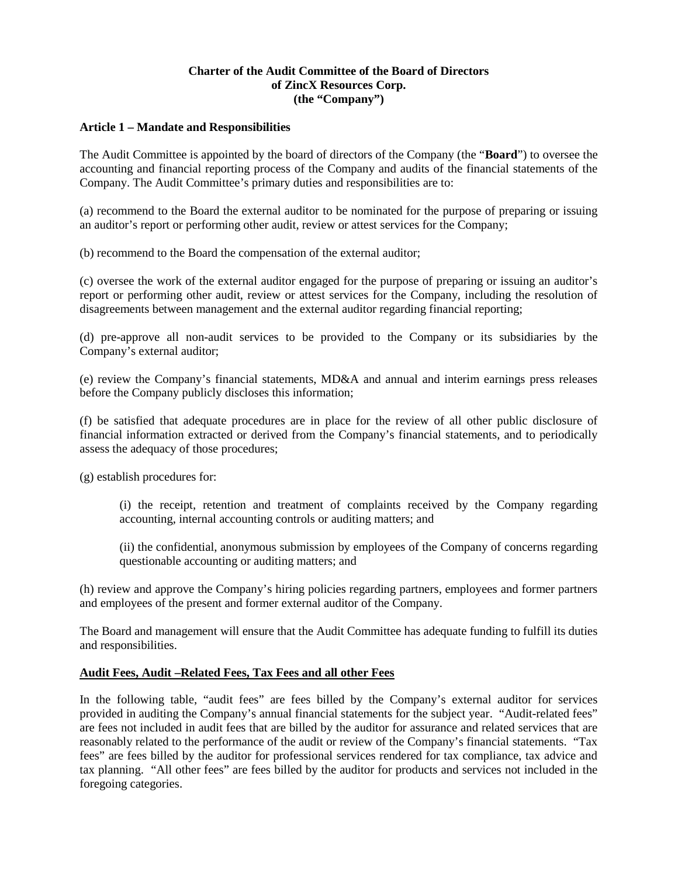**Charter of the Audit Committee of the Board of Directors**
**of ZincX Resources Corp.**
**(the "Company")**

**Article 1 – Mandate and Responsibilities**

The Audit Committee is appointed by the board of directors of the Company (the "**Board**") to oversee the accounting and financial reporting process of the Company and audits of the financial statements of the Company. The Audit Committee's primary duties and responsibilities are to:

(a) recommend to the Board the external auditor to be nominated for the purpose of preparing or issuing an auditor's report or performing other audit, review or attest services for the Company;

(b) recommend to the Board the compensation of the external auditor;

(c) oversee the work of the external auditor engaged for the purpose of preparing or issuing an auditor's report or performing other audit, review or attest services for the Company, including the resolution of disagreements between management and the external auditor regarding financial reporting;

(d) pre-approve all non-audit services to be provided to the Company or its subsidiaries by the Company's external auditor;

(e) review the Company's financial statements, MD&A and annual and interim earnings press releases before the Company publicly discloses this information;

(f) be satisfied that adequate procedures are in place for the review of all other public disclosure of financial information extracted or derived from the Company's financial statements, and to periodically assess the adequacy of those procedures;

(g) establish procedures for:

> (i) the receipt, retention and treatment of complaints received by the Company regarding accounting, internal accounting controls or auditing matters; and
>
> (ii) the confidential, anonymous submission by employees of the Company of concerns regarding questionable accounting or auditing matters; and

(h) review and approve the Company's hiring policies regarding partners, employees and former partners and employees of the present and former external auditor of the Company.

The Board and management will ensure that the Audit Committee has adequate funding to fulfill its duties and responsibilities.

**Audit Fees, Audit –Related Fees, Tax Fees and all other Fees**

In the following table, "audit fees" are fees billed by the Company's external auditor for services provided in auditing the Company's annual financial statements for the subject year. "Audit-related fees" are fees not included in audit fees that are billed by the auditor for assurance and related services that are reasonably related to the performance of the audit or review of the Company's financial statements. "Tax fees" are fees billed by the auditor for professional services rendered for tax compliance, tax advice and tax planning. "All other fees" are fees billed by the auditor for products and services not included in the foregoing categories.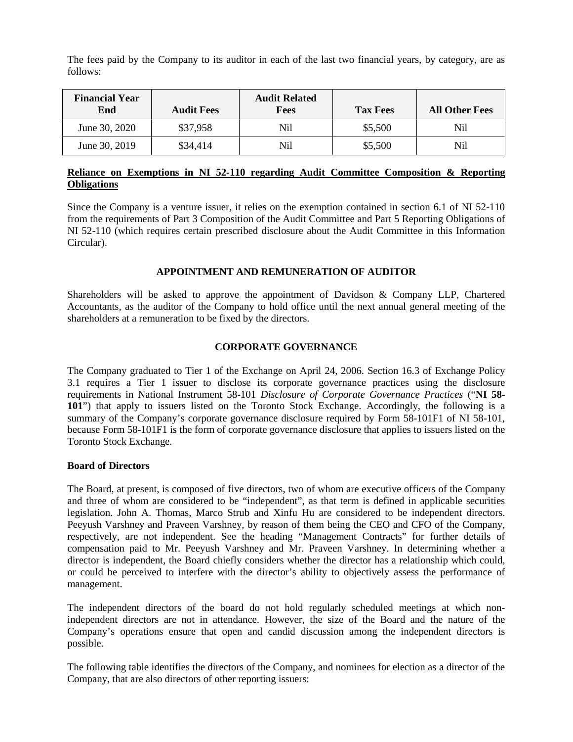The fees paid by the Company to its auditor in each of the last two financial years, by category, are as follows:

| Financial Year End | Audit Fees | Audit Related Fees | Tax Fees | All Other Fees |
|---|---|---|---|---|
| June 30, 2020 | $37,958 | Nil | $5,500 | Nil |
| June 30, 2019 | $34,414 | Nil | $5,500 | Nil |

**Reliance on Exemptions in NI 52-110 regarding Audit Committee Composition & Reporting Obligations**

Since the Company is a venture issuer, it relies on the exemption contained in section 6.1 of NI 52-110 from the requirements of Part 3 Composition of the Audit Committee and Part 5 Reporting Obligations of NI 52-110 (which requires certain prescribed disclosure about the Audit Committee in this Information Circular).

## APPOINTMENT AND REMUNERATION OF AUDITOR

Shareholders will be asked to approve the appointment of Davidson & Company LLP, Chartered Accountants, as the auditor of the Company to hold office until the next annual general meeting of the shareholders at a remuneration to be fixed by the directors.

## CORPORATE GOVERNANCE

The Company graduated to Tier 1 of the Exchange on April 24, 2006. Section 16.3 of Exchange Policy 3.1 requires a Tier 1 issuer to disclose its corporate governance practices using the disclosure requirements in National Instrument 58-101 *Disclosure of Corporate Governance Practices* ("**NI 58-101**") that apply to issuers listed on the Toronto Stock Exchange. Accordingly, the following is a summary of the Company's corporate governance disclosure required by Form 58-101F1 of NI 58-101, because Form 58-101F1 is the form of corporate governance disclosure that applies to issuers listed on the Toronto Stock Exchange.

**Board of Directors**

The Board, at present, is composed of five directors, two of whom are executive officers of the Company and three of whom are considered to be "independent", as that term is defined in applicable securities legislation. John A. Thomas, Marco Strub and Xinfu Hu are considered to be independent directors. Peeyush Varshney and Praveen Varshney, by reason of them being the CEO and CFO of the Company, respectively, are not independent. See the heading "Management Contracts" for further details of compensation paid to Mr. Peeyush Varshney and Mr. Praveen Varshney. In determining whether a director is independent, the Board chiefly considers whether the director has a relationship which could, or could be perceived to interfere with the director's ability to objectively assess the performance of management.

The independent directors of the board do not hold regularly scheduled meetings at which non-independent directors are not in attendance. However, the size of the Board and the nature of the Company's operations ensure that open and candid discussion among the independent directors is possible.

The following table identifies the directors of the Company, and nominees for election as a director of the Company, that are also directors of other reporting issuers: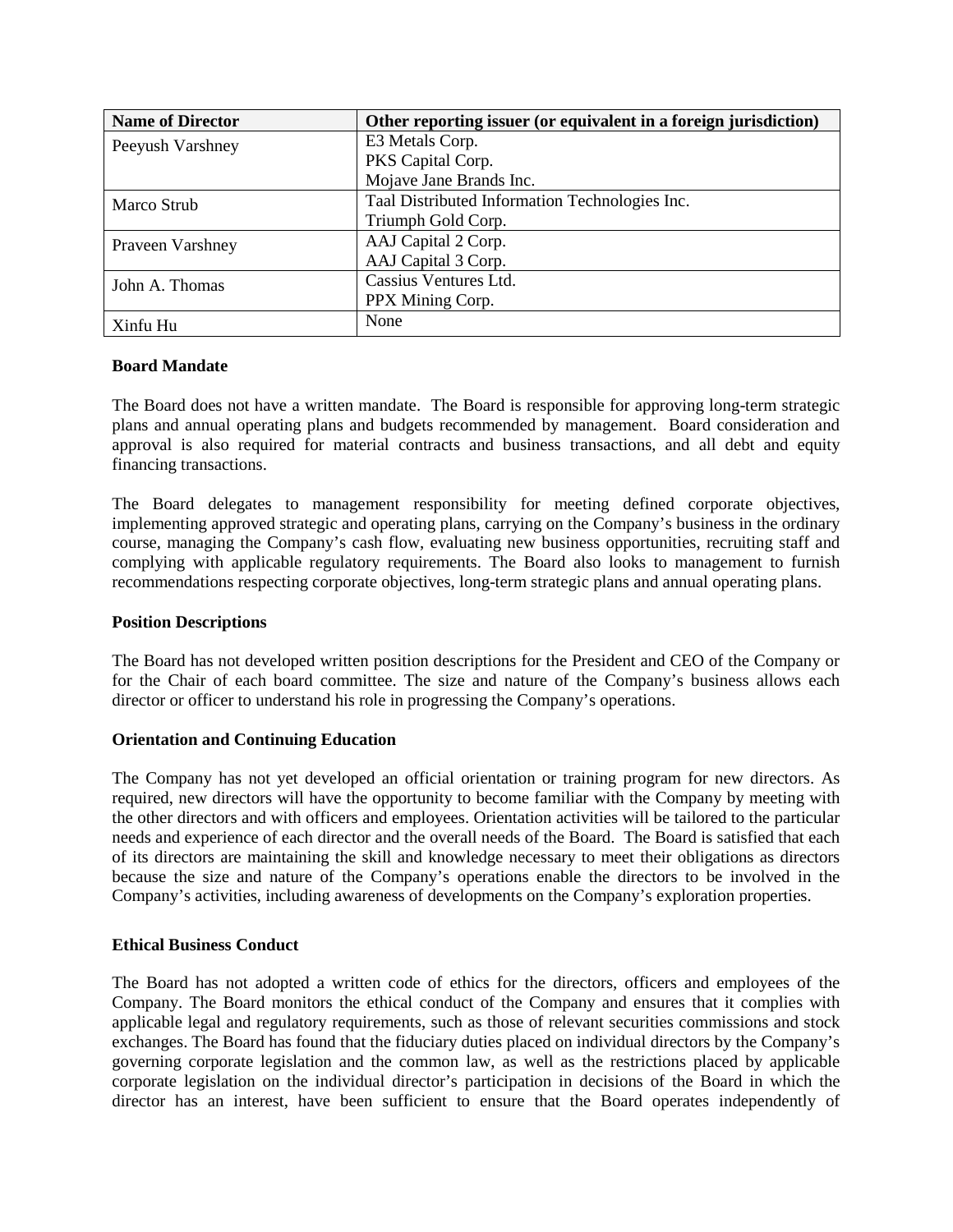| Name of Director | Other reporting issuer (or equivalent in a foreign jurisdiction) |
|---|---|
| Peeyush Varshney | E3 Metals Corp.<br>PKS Capital Corp.<br>Mojave Jane Brands Inc. |
| Marco Strub | Taal Distributed Information Technologies Inc.<br>Triumph Gold Corp. |
| Praveen Varshney | AAJ Capital 2 Corp.<br>AAJ Capital 3 Corp. |
| John A. Thomas | Cassius Ventures Ltd.<br>PPX Mining Corp. |
| Xinfu Hu | None |

**Board Mandate**

The Board does not have a written mandate. The Board is responsible for approving long-term strategic plans and annual operating plans and budgets recommended by management. Board consideration and approval is also required for material contracts and business transactions, and all debt and equity financing transactions.

The Board delegates to management responsibility for meeting defined corporate objectives, implementing approved strategic and operating plans, carrying on the Company's business in the ordinary course, managing the Company's cash flow, evaluating new business opportunities, recruiting staff and complying with applicable regulatory requirements. The Board also looks to management to furnish recommendations respecting corporate objectives, long-term strategic plans and annual operating plans.

**Position Descriptions**

The Board has not developed written position descriptions for the President and CEO of the Company or for the Chair of each board committee. The size and nature of the Company's business allows each director or officer to understand his role in progressing the Company's operations.

**Orientation and Continuing Education**

The Company has not yet developed an official orientation or training program for new directors. As required, new directors will have the opportunity to become familiar with the Company by meeting with the other directors and with officers and employees. Orientation activities will be tailored to the particular needs and experience of each director and the overall needs of the Board. The Board is satisfied that each of its directors are maintaining the skill and knowledge necessary to meet their obligations as directors because the size and nature of the Company's operations enable the directors to be involved in the Company's activities, including awareness of developments on the Company's exploration properties.

**Ethical Business Conduct**

The Board has not adopted a written code of ethics for the directors, officers and employees of the Company. The Board monitors the ethical conduct of the Company and ensures that it complies with applicable legal and regulatory requirements, such as those of relevant securities commissions and stock exchanges. The Board has found that the fiduciary duties placed on individual directors by the Company's governing corporate legislation and the common law, as well as the restrictions placed by applicable corporate legislation on the individual director's participation in decisions of the Board in which the director has an interest, have been sufficient to ensure that the Board operates independently of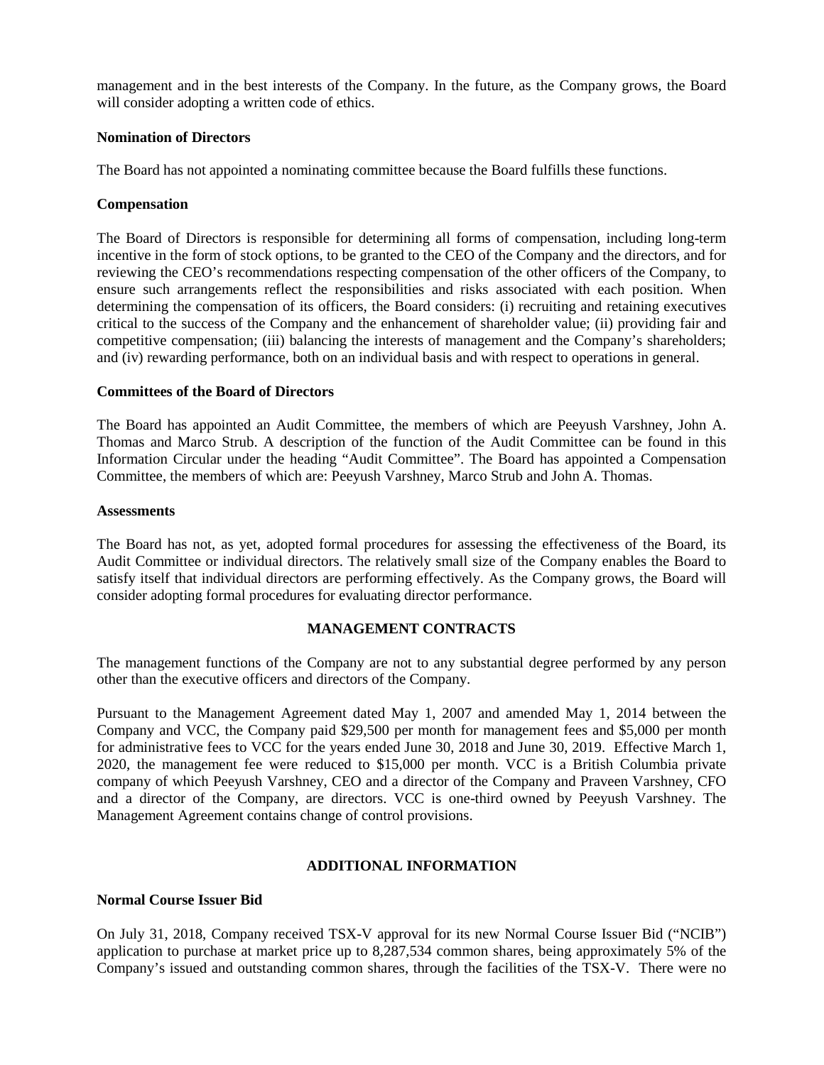management and in the best interests of the Company. In the future, as the Company grows, the Board will consider adopting a written code of ethics.

**Nomination of Directors**

The Board has not appointed a nominating committee because the Board fulfills these functions.

**Compensation**

The Board of Directors is responsible for determining all forms of compensation, including long-term incentive in the form of stock options, to be granted to the CEO of the Company and the directors, and for reviewing the CEO's recommendations respecting compensation of the other officers of the Company, to ensure such arrangements reflect the responsibilities and risks associated with each position. When determining the compensation of its officers, the Board considers: (i) recruiting and retaining executives critical to the success of the Company and the enhancement of shareholder value; (ii) providing fair and competitive compensation; (iii) balancing the interests of management and the Company's shareholders; and (iv) rewarding performance, both on an individual basis and with respect to operations in general.

**Committees of the Board of Directors**

The Board has appointed an Audit Committee, the members of which are Peeyush Varshney, John A. Thomas and Marco Strub. A description of the function of the Audit Committee can be found in this Information Circular under the heading "Audit Committee". The Board has appointed a Compensation Committee, the members of which are: Peeyush Varshney, Marco Strub and John A. Thomas.

**Assessments**

The Board has not, as yet, adopted formal procedures for assessing the effectiveness of the Board, its Audit Committee or individual directors. The relatively small size of the Company enables the Board to satisfy itself that individual directors are performing effectively. As the Company grows, the Board will consider adopting formal procedures for evaluating director performance.

## MANAGEMENT CONTRACTS

The management functions of the Company are not to any substantial degree performed by any person other than the executive officers and directors of the Company.

Pursuant to the Management Agreement dated May 1, 2007 and amended May 1, 2014 between the Company and VCC, the Company paid $29,500 per month for management fees and $5,000 per month for administrative fees to VCC for the years ended June 30, 2018 and June 30, 2019. Effective March 1, 2020, the management fee were reduced to $15,000 per month. VCC is a British Columbia private company of which Peeyush Varshney, CEO and a director of the Company and Praveen Varshney, CFO and a director of the Company, are directors. VCC is one-third owned by Peeyush Varshney. The Management Agreement contains change of control provisions.

## ADDITIONAL INFORMATION

**Normal Course Issuer Bid**

On July 31, 2018, Company received TSX-V approval for its new Normal Course Issuer Bid ("NCIB") application to purchase at market price up to 8,287,534 common shares, being approximately 5% of the Company's issued and outstanding common shares, through the facilities of the TSX-V. There were no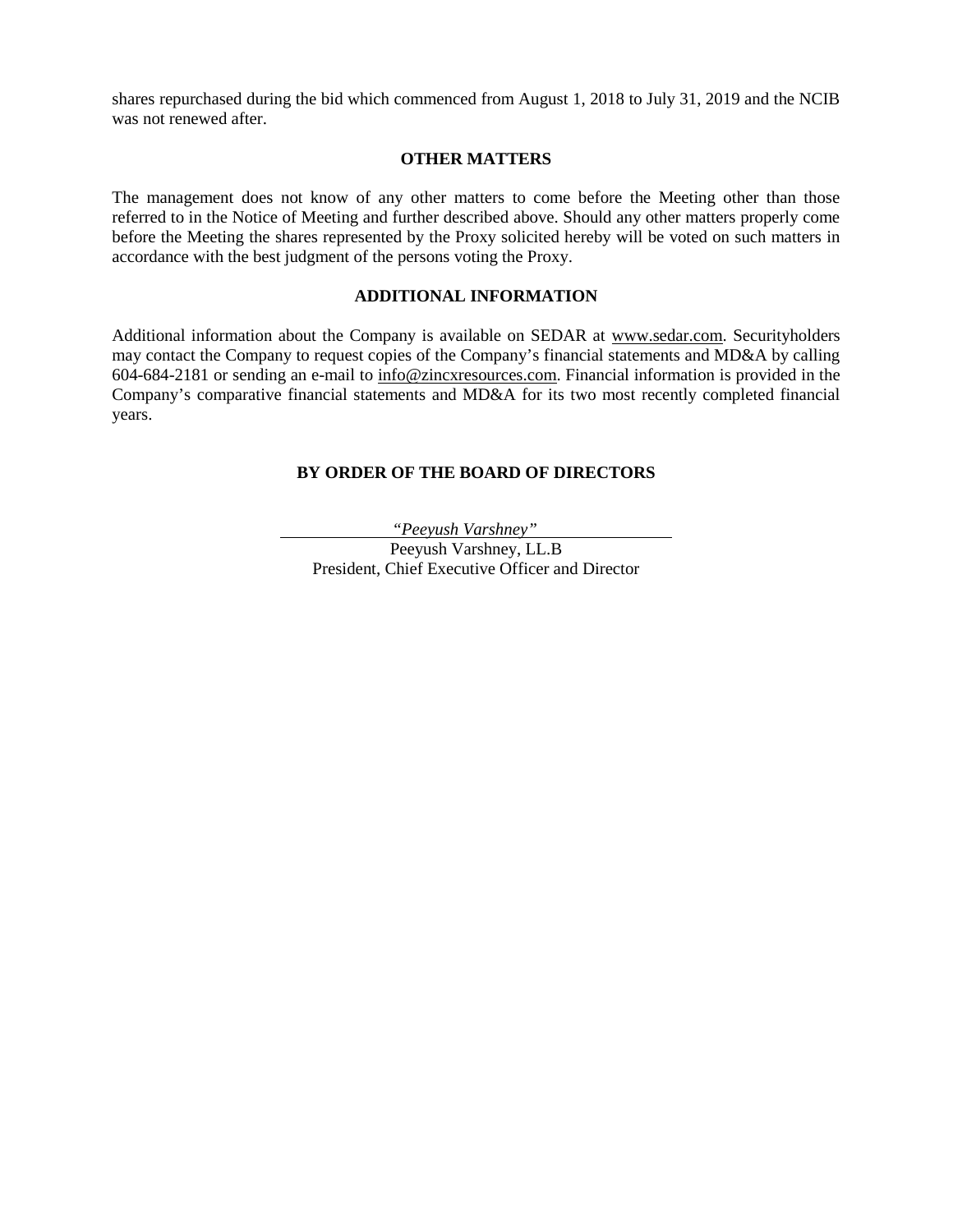shares repurchased during the bid which commenced from August 1, 2018 to July 31, 2019 and the NCIB was not renewed after.

## OTHER MATTERS

The management does not know of any other matters to come before the Meeting other than those referred to in the Notice of Meeting and further described above. Should any other matters properly come before the Meeting the shares represented by the Proxy solicited hereby will be voted on such matters in accordance with the best judgment of the persons voting the Proxy.

## ADDITIONAL INFORMATION

Additional information about the Company is available on SEDAR at www.sedar.com. Securityholders may contact the Company to request copies of the Company's financial statements and MD&A by calling 604-684-2181 or sending an e-mail to info@zincxresources.com. Financial information is provided in the Company's comparative financial statements and MD&A for its two most recently completed financial years.

**BY ORDER OF THE BOARD OF DIRECTORS**

*"Peeyush Varshney"*

Peeyush Varshney, LL.B
President, Chief Executive Officer and Director